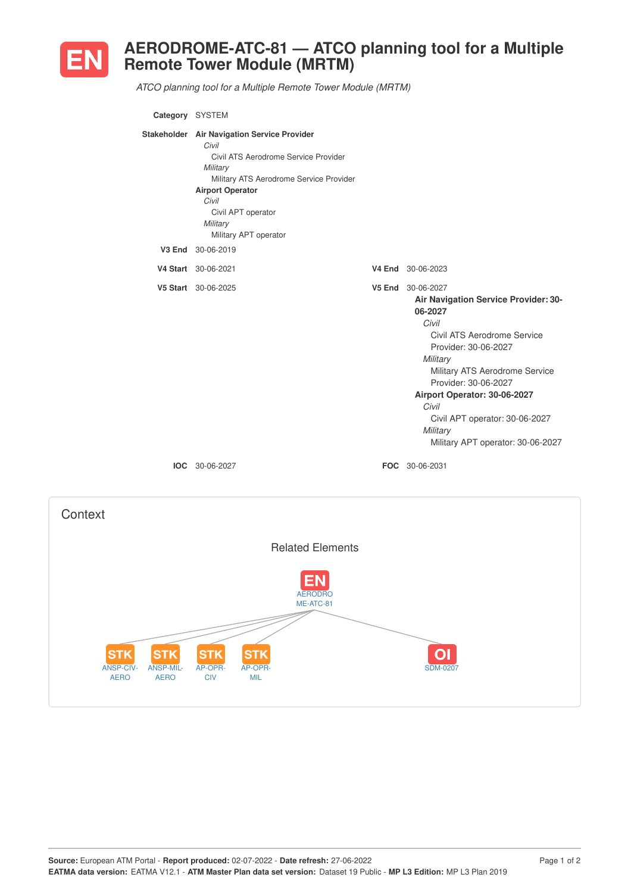# EN AERODROME-ATC-81 — ATCO planning tool for a Multiple Remote Tower Module (MRTM)

*ATCO planning tool for a Multiple Remote Tower Module (MRTM)*

**Category** SYSTEM

**Stakeholder**
- **Air Navigation Service Provider**
  - *Civil*
    - Civil ATS Aerodrome Service Provider
  - *Military*
    - Military ATS Aerodrome Service Provider
- **Airport Operator**
  - *Civil*
    - Civil APT operator
  - *Military*
    - Military APT operator

**V3 End** 30-06-2019

**V4 Start** 30-06-2021

**V4 End** 30-06-2023

**V5 Start** 30-06-2025

**V5 End** 30-06-2027
- **Air Navigation Service Provider: 30-06-2027**
  - *Civil*
    - Civil ATS Aerodrome Service Provider: 30-06-2027
  - *Military*
    - Military ATS Aerodrome Service Provider: 30-06-2027
- **Airport Operator: 30-06-2027**
  - *Civil*
    - Civil APT operator: 30-06-2027
  - *Military*
    - Military APT operator: 30-06-2027

**IOC** 30-06-2027

**FOC** 30-06-2031

## Context

### Related Elements

EN AERODROME-ATC-81

- STK ANSP-CIV-AERO
- STK ANSP-MIL-AERO
- STK AP-OPR-CIV
- STK AP-OPR-MIL
- OI SDM-0207

**Source:** European ATM Portal - **Report produced:** 02-07-2022 - **Date refresh:** 27-06-2022
**EATMA data version:** EATMA V12.1 - **ATM Master Plan data set version:** Dataset 19 Public - **MP L3 Edition:** MP L3 Plan 2019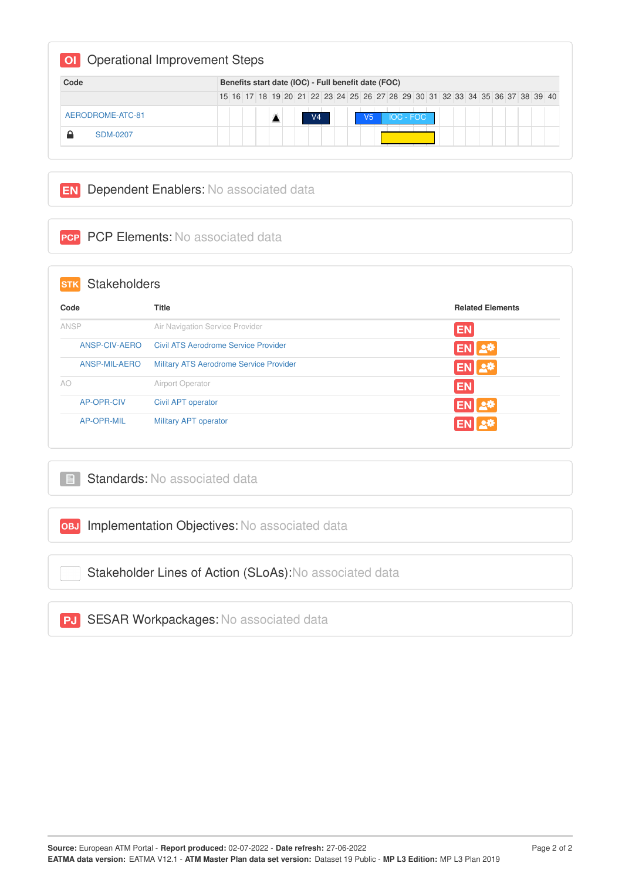## OI Operational Improvement Steps

| Code | Benefits start date (IOC) - Full benefit date (FOC) |
|---|---|
| | 15 16 17 18 19 20 21 22 23 24 25 26 27 28 29 30 31 32 33 34 35 36 37 38 39 40 |
| AERODROME-ATC-81 | V4 V5 IOC - FOC |
| SDM-0207 | |

## EN Dependent Enablers: No associated data

## PCP PCP Elements: No associated data

## STK Stakeholders

| Code | Title | Related Elements |
|---|---|---|
| ANSP | Air Navigation Service Provider | EN |
| ANSP-CIV-AERO | Civil ATS Aerodrome Service Provider | EN |
| ANSP-MIL-AERO | Military ATS Aerodrome Service Provider | EN |
| AO | Airport Operator | EN |
| AP-OPR-CIV | Civil APT operator | EN |
| AP-OPR-MIL | Military APT operator | EN |

## Standards: No associated data

## OBJ Implementation Objectives: No associated data

## Stakeholder Lines of Action (SLoAs): No associated data

## PJ SESAR Workpackages: No associated data

**Source:** European ATM Portal - **Report produced:** 02-07-2022 - **Date refresh:** 27-06-2022
**EATMA data version:** EATMA V12.1 - **ATM Master Plan data set version:** Dataset 19 Public - **MP L3 Edition:** MP L3 Plan 2019